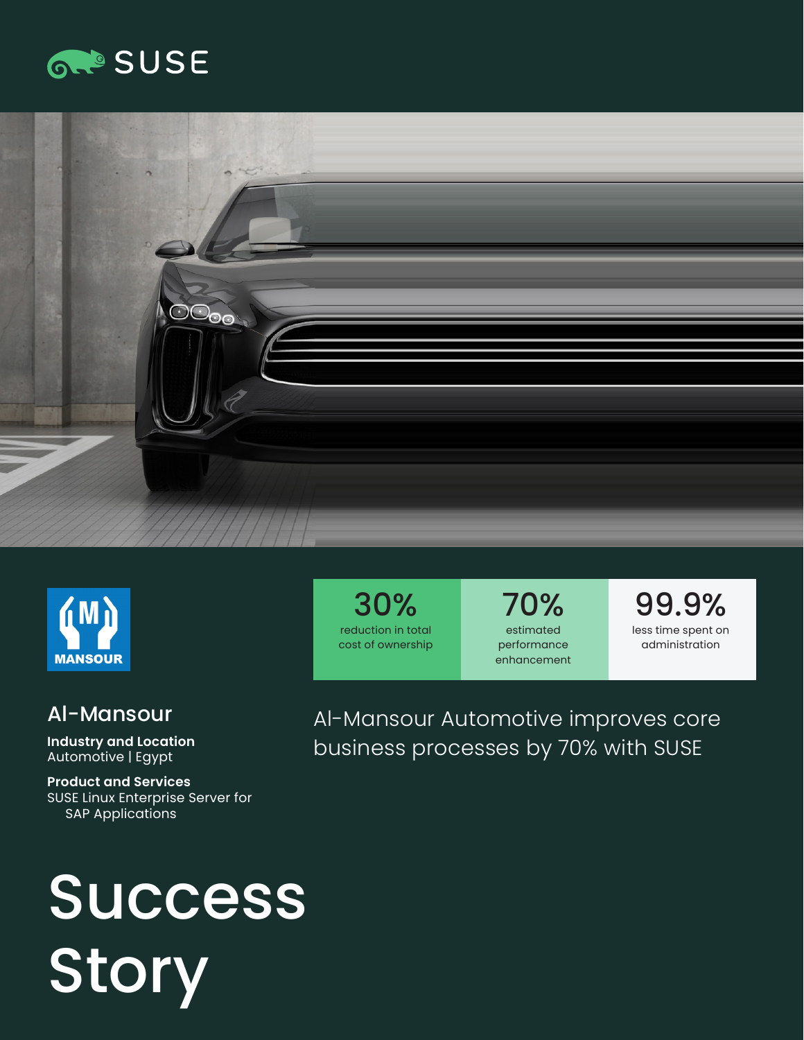SUSE

MANSOUR

| 30% | 70% | 99.9% |
| --- | --- | --- |
| reduction in total cost of ownership | estimated performance enhancement | less time spent on administration |

## Al-Mansour

**Industry and Location**
Automotive | Egypt

**Product and Services**
SUSE Linux Enterprise Server for SAP Applications

Al-Mansour Automotive improves core business processes by 70% with SUSE

# Success Story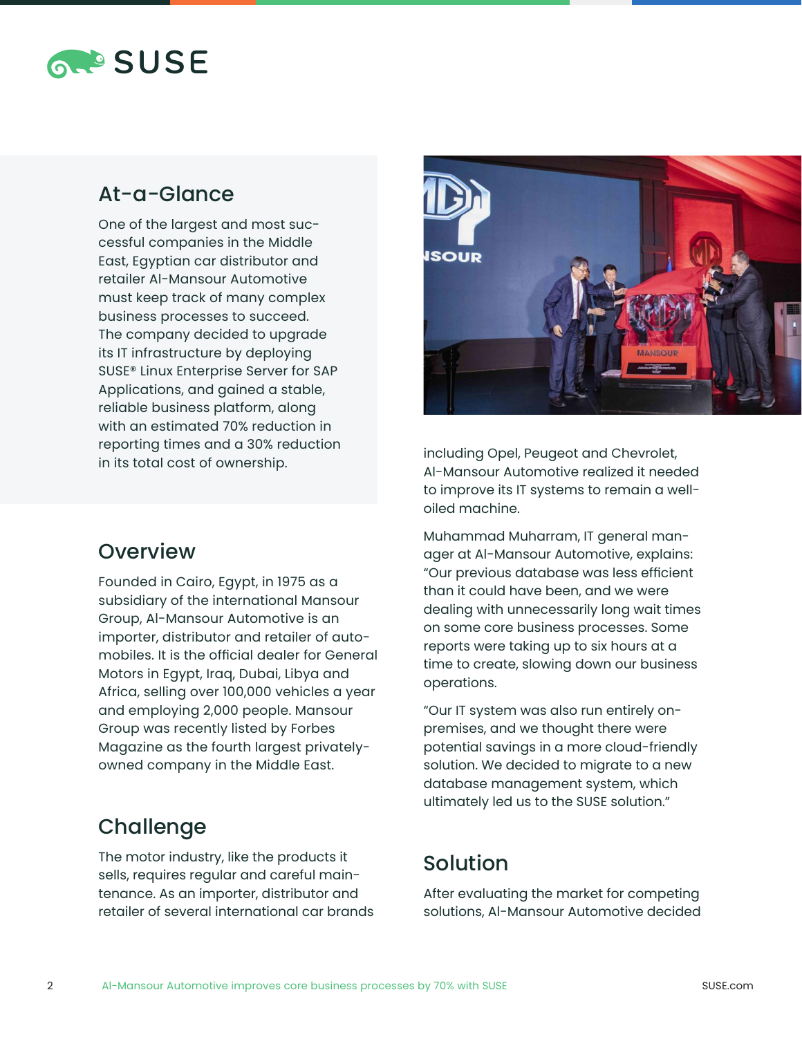## At-a-Glance

One of the largest and most successful companies in the Middle East, Egyptian car distributor and retailer Al-Mansour Automotive must keep track of many complex business processes to succeed. The company decided to upgrade its IT infrastructure by deploying SUSE® Linux Enterprise Server for SAP Applications, and gained a stable, reliable business platform, along with an estimated 70% reduction in reporting times and a 30% reduction in its total cost of ownership.

## Overview

Founded in Cairo, Egypt, in 1975 as a subsidiary of the international Mansour Group, Al-Mansour Automotive is an importer, distributor and retailer of automobiles. It is the official dealer for General Motors in Egypt, Iraq, Dubai, Libya and Africa, selling over 100,000 vehicles a year and employing 2,000 people. Mansour Group was recently listed by Forbes Magazine as the fourth largest privately-owned company in the Middle East.

## Challenge

The motor industry, like the products it sells, requires regular and careful maintenance. As an importer, distributor and retailer of several international car brands including Opel, Peugeot and Chevrolet, Al-Mansour Automotive realized it needed to improve its IT systems to remain a well-oiled machine.

Muhammad Muharram, IT general manager at Al-Mansour Automotive, explains: "Our previous database was less efficient than it could have been, and we were dealing with unnecessarily long wait times on some core business processes. Some reports were taking up to six hours at a time to create, slowing down our business operations.

"Our IT system was also run entirely on-premises, and we thought there were potential savings in a more cloud-friendly solution. We decided to migrate to a new database management system, which ultimately led us to the SUSE solution."

## Solution

After evaluating the market for competing solutions, Al-Mansour Automotive decided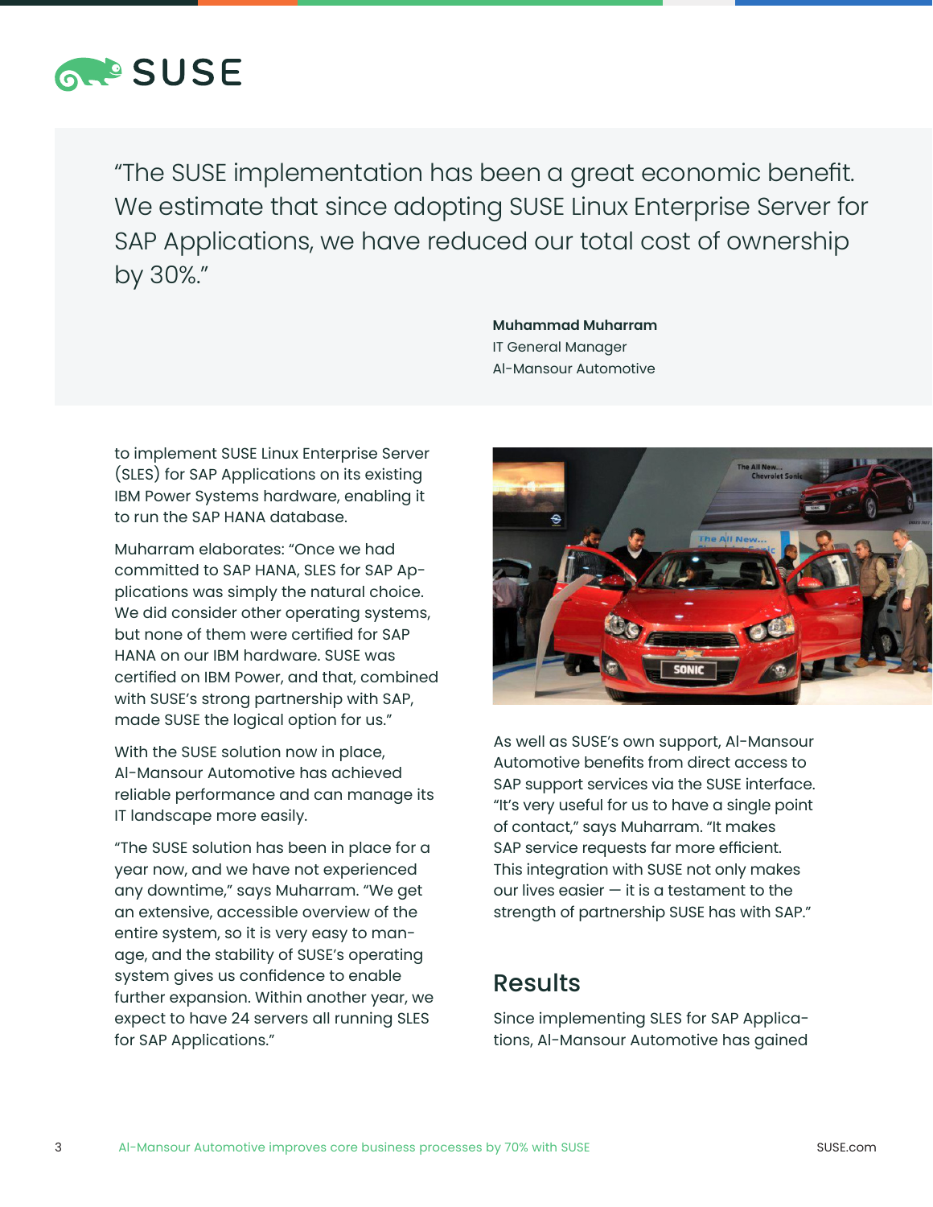> "The SUSE implementation has been a great economic benefit. We estimate that since adopting SUSE Linux Enterprise Server for SAP Applications, we have reduced our total cost of ownership by 30%."
>
> **Muhammad Muharram**
> IT General Manager
> Al-Mansour Automotive

to implement SUSE Linux Enterprise Server (SLES) for SAP Applications on its existing IBM Power Systems hardware, enabling it to run the SAP HANA database.

Muharram elaborates: "Once we had committed to SAP HANA, SLES for SAP Applications was simply the natural choice. We did consider other operating systems, but none of them were certified for SAP HANA on our IBM hardware. SUSE was certified on IBM Power, and that, combined with SUSE's strong partnership with SAP, made SUSE the logical option for us."

With the SUSE solution now in place, Al-Mansour Automotive has achieved reliable performance and can manage its IT landscape more easily.

"The SUSE solution has been in place for a year now, and we have not experienced any downtime," says Muharram. "We get an extensive, accessible overview of the entire system, so it is very easy to manage, and the stability of SUSE's operating system gives us confidence to enable further expansion. Within another year, we expect to have 24 servers all running SLES for SAP Applications."

As well as SUSE's own support, Al-Mansour Automotive benefits from direct access to SAP support services via the SUSE interface. "It's very useful for us to have a single point of contact," says Muharram. "It makes SAP service requests far more efficient. This integration with SUSE not only makes our lives easier — it is a testament to the strength of partnership SUSE has with SAP."

## Results

Since implementing SLES for SAP Applications, Al-Mansour Automotive has gained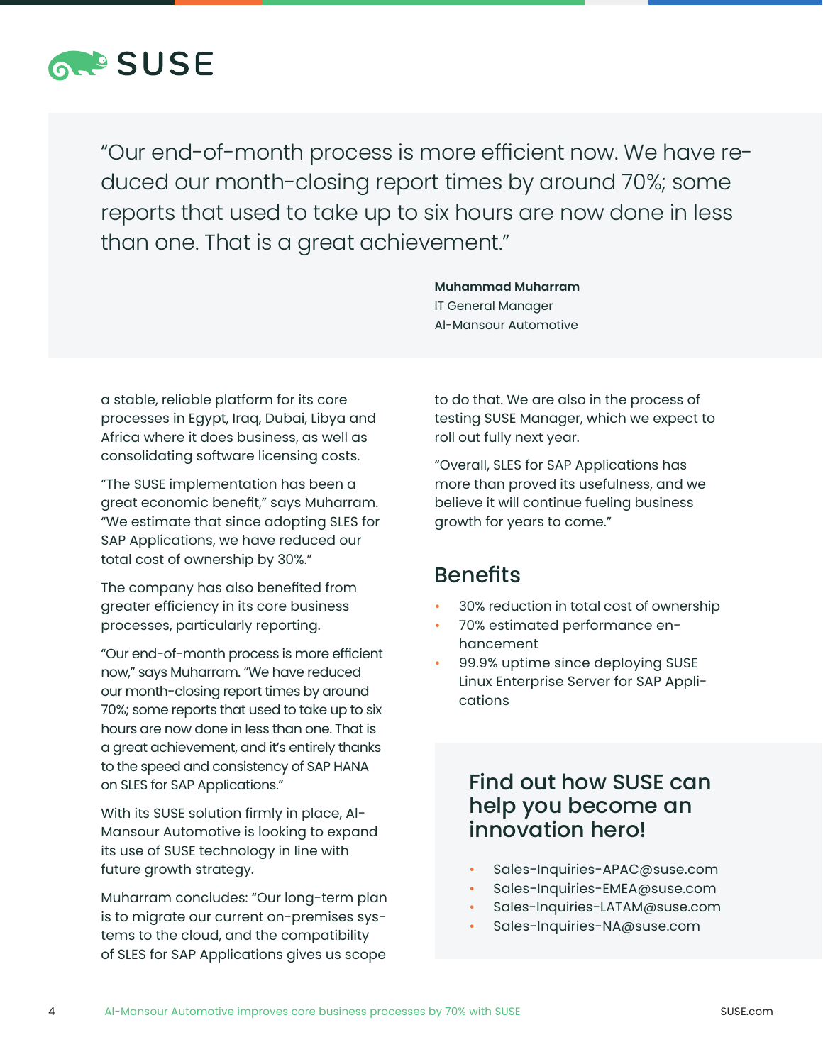> "Our end-of-month process is more efficient now. We have reduced our month-closing report times by around 70%; some reports that used to take up to six hours are now done in less than one. That is a great achievement."
>
> **Muhammad Muharram**
> IT General Manager
> Al-Mansour Automotive

a stable, reliable platform for its core processes in Egypt, Iraq, Dubai, Libya and Africa where it does business, as well as consolidating software licensing costs.

"The SUSE implementation has been a great economic benefit," says Muharram. "We estimate that since adopting SLES for SAP Applications, we have reduced our total cost of ownership by 30%."

The company has also benefited from greater efficiency in its core business processes, particularly reporting.

"Our end-of-month process is more efficient now," says Muharram. "We have reduced our month-closing report times by around 70%; some reports that used to take up to six hours are now done in less than one. That is a great achievement, and it's entirely thanks to the speed and consistency of SAP HANA on SLES for SAP Applications."

With its SUSE solution firmly in place, Al-Mansour Automotive is looking to expand its use of SUSE technology in line with future growth strategy.

Muharram concludes: "Our long-term plan is to migrate our current on-premises systems to the cloud, and the compatibility of SLES for SAP Applications gives us scope to do that. We are also in the process of testing SUSE Manager, which we expect to roll out fully next year.

"Overall, SLES for SAP Applications has more than proved its usefulness, and we believe it will continue fueling business growth for years to come."

## Benefits

- 30% reduction in total cost of ownership
- 70% estimated performance enhancement
- 99.9% uptime since deploying SUSE Linux Enterprise Server for SAP Applications

### Find out how SUSE can help you become an innovation hero!

- Sales-Inquiries-APAC@suse.com
- Sales-Inquiries-EMEA@suse.com
- Sales-Inquiries-LATAM@suse.com
- Sales-Inquiries-NA@suse.com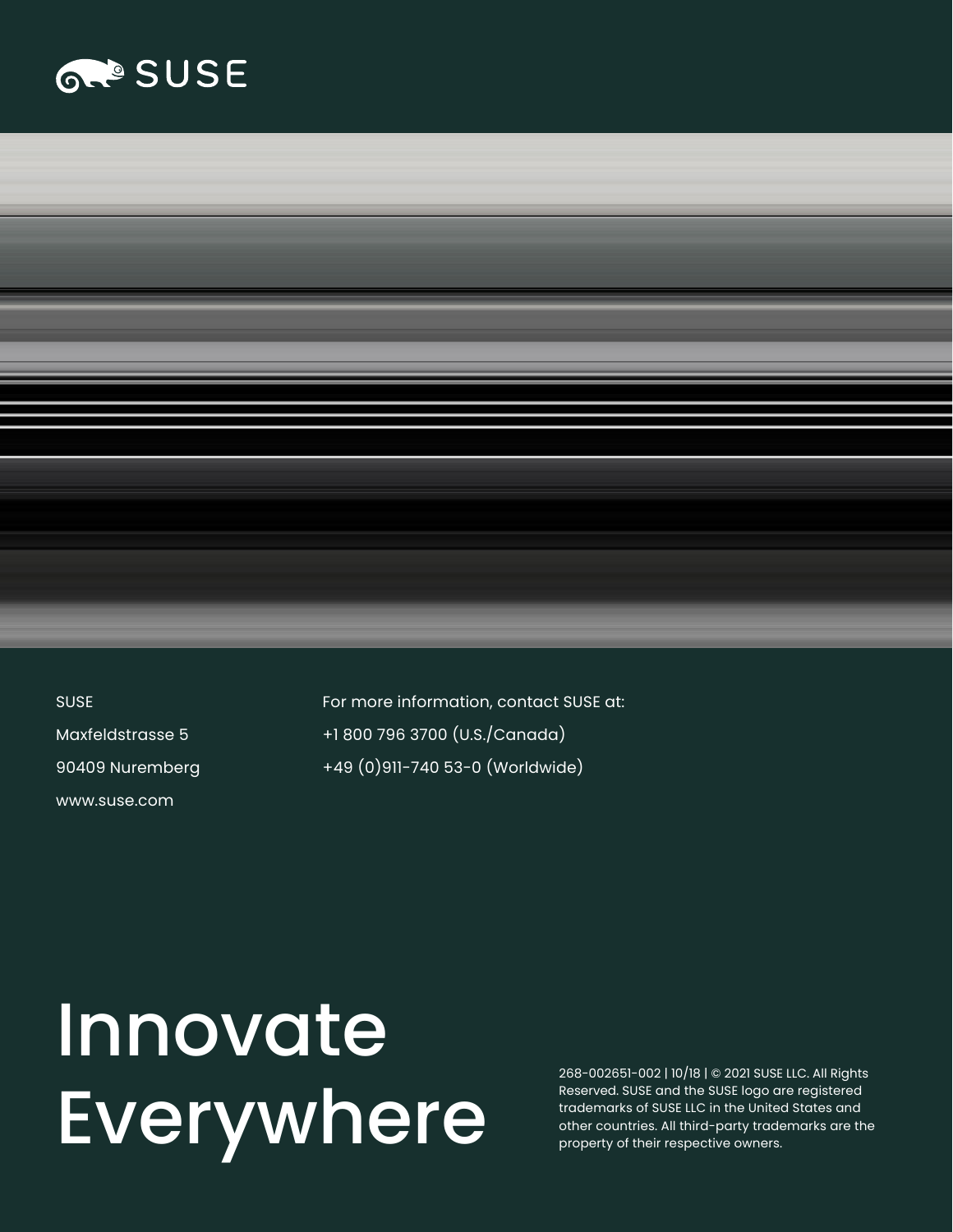SUSE

SUSE

Maxfeldstrasse 5

90409 Nuremberg

www.suse.com

For more information, contact SUSE at:

+1 800 796 3700 (U.S./Canada)

+49 (0)911-740 53-0 (Worldwide)

# Innovate Everywhere

268-002651-002 | 10/18 | © 2021 SUSE LLC. All Rights Reserved. SUSE and the SUSE logo are registered trademarks of SUSE LLC in the United States and other countries. All third-party trademarks are the property of their respective owners.